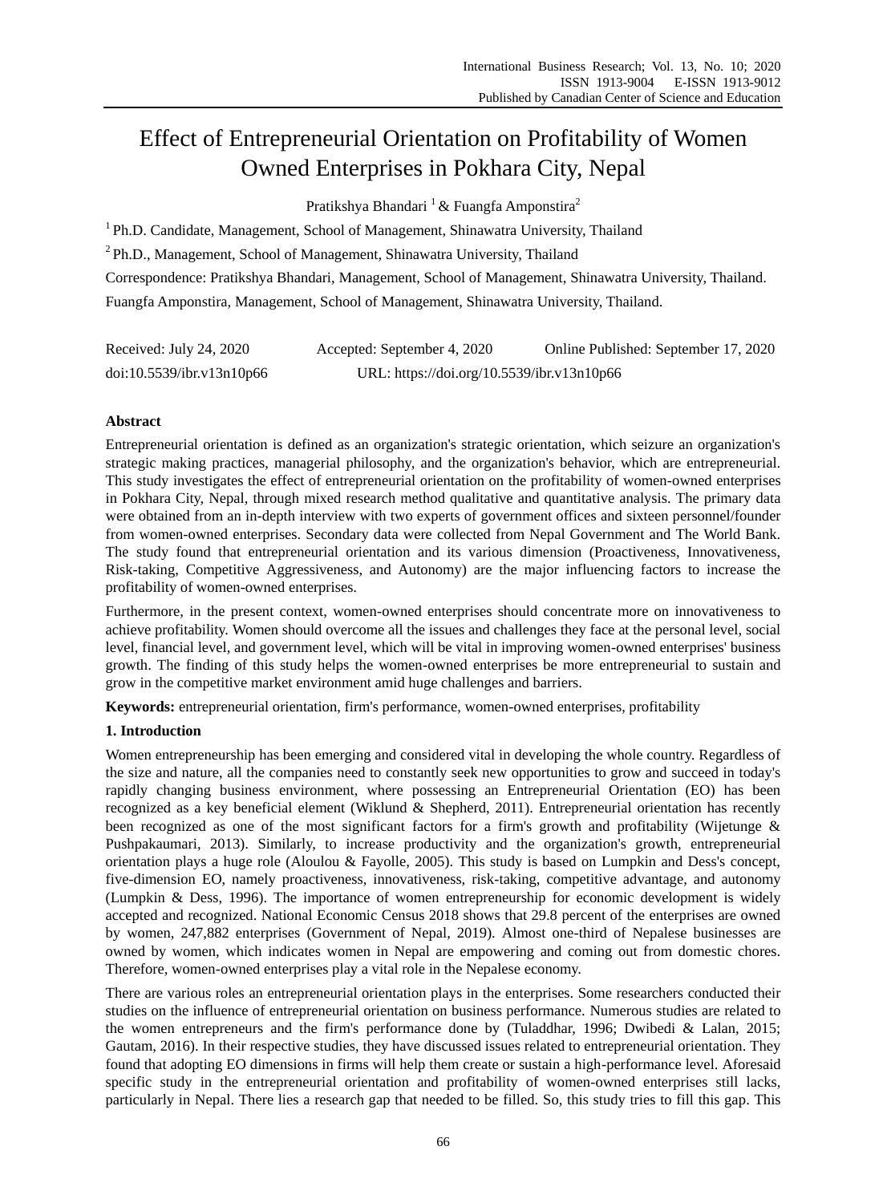# Effect of Entrepreneurial Orientation on Profitability of Women Owned Enterprises in Pokhara City, Nepal

Pratikshya Bhandari [1] & Fuangfa Amponstira[2]

[1] Ph.D. Candidate, Management, School of Management, Shinawatra University, Thailand

[2] Ph.D., Management, School of Management, Shinawatra University, Thailand

Correspondence: Pratikshya Bhandari, Management, School of Management, Shinawatra University, Thailand. Fuangfa Amponstira, Management, School of Management, Shinawatra University, Thailand.

Received: July 24, 2020 Accepted: September 4, 2020 Online Published: September 17, 2020

doi:10.5539/ibr.v13n10p66 URL: https://doi.org/10.5539/ibr.v13n10p66

## Abstract

Entrepreneurial orientation is defined as an organization's strategic orientation, which seizure an organization's strategic making practices, managerial philosophy, and the organization's behavior, which are entrepreneurial. This study investigates the effect of entrepreneurial orientation on the profitability of women-owned enterprises in Pokhara City, Nepal, through mixed research method qualitative and quantitative analysis. The primary data were obtained from an in-depth interview with two experts of government offices and sixteen personnel/founder from women-owned enterprises. Secondary data were collected from Nepal Government and The World Bank. The study found that entrepreneurial orientation and its various dimension (Proactiveness, Innovativeness, Risk-taking, Competitive Aggressiveness, and Autonomy) are the major influencing factors to increase the profitability of women-owned enterprises.

Furthermore, in the present context, women-owned enterprises should concentrate more on innovativeness to achieve profitability. Women should overcome all the issues and challenges they face at the personal level, social level, financial level, and government level, which will be vital in improving women-owned enterprises' business growth. The finding of this study helps the women-owned enterprises be more entrepreneurial to sustain and grow in the competitive market environment amid huge challenges and barriers.

**Keywords:** entrepreneurial orientation, firm's performance, women-owned enterprises, profitability

## 1. Introduction

Women entrepreneurship has been emerging and considered vital in developing the whole country. Regardless of the size and nature, all the companies need to constantly seek new opportunities to grow and succeed in today's rapidly changing business environment, where possessing an Entrepreneurial Orientation (EO) has been recognized as a key beneficial element (Wiklund & Shepherd, 2011). Entrepreneurial orientation has recently been recognized as one of the most significant factors for a firm's growth and profitability (Wijetunge & Pushpakaumari, 2013). Similarly, to increase productivity and the organization's growth, entrepreneurial orientation plays a huge role (Aloulou & Fayolle, 2005). This study is based on Lumpkin and Dess's concept, five-dimension EO, namely proactiveness, innovativeness, risk-taking, competitive advantage, and autonomy (Lumpkin & Dess, 1996). The importance of women entrepreneurship for economic development is widely accepted and recognized. National Economic Census 2018 shows that 29.8 percent of the enterprises are owned by women, 247,882 enterprises (Government of Nepal, 2019). Almost one-third of Nepalese businesses are owned by women, which indicates women in Nepal are empowering and coming out from domestic chores. Therefore, women-owned enterprises play a vital role in the Nepalese economy.

There are various roles an entrepreneurial orientation plays in the enterprises. Some researchers conducted their studies on the influence of entrepreneurial orientation on business performance. Numerous studies are related to the women entrepreneurs and the firm's performance done by (Tuladdhar, 1996; Dwibedi & Lalan, 2015; Gautam, 2016). In their respective studies, they have discussed issues related to entrepreneurial orientation. They found that adopting EO dimensions in firms will help them create or sustain a high-performance level. Aforesaid specific study in the entrepreneurial orientation and profitability of women-owned enterprises still lacks, particularly in Nepal. There lies a research gap that needed to be filled. So, this study tries to fill this gap. This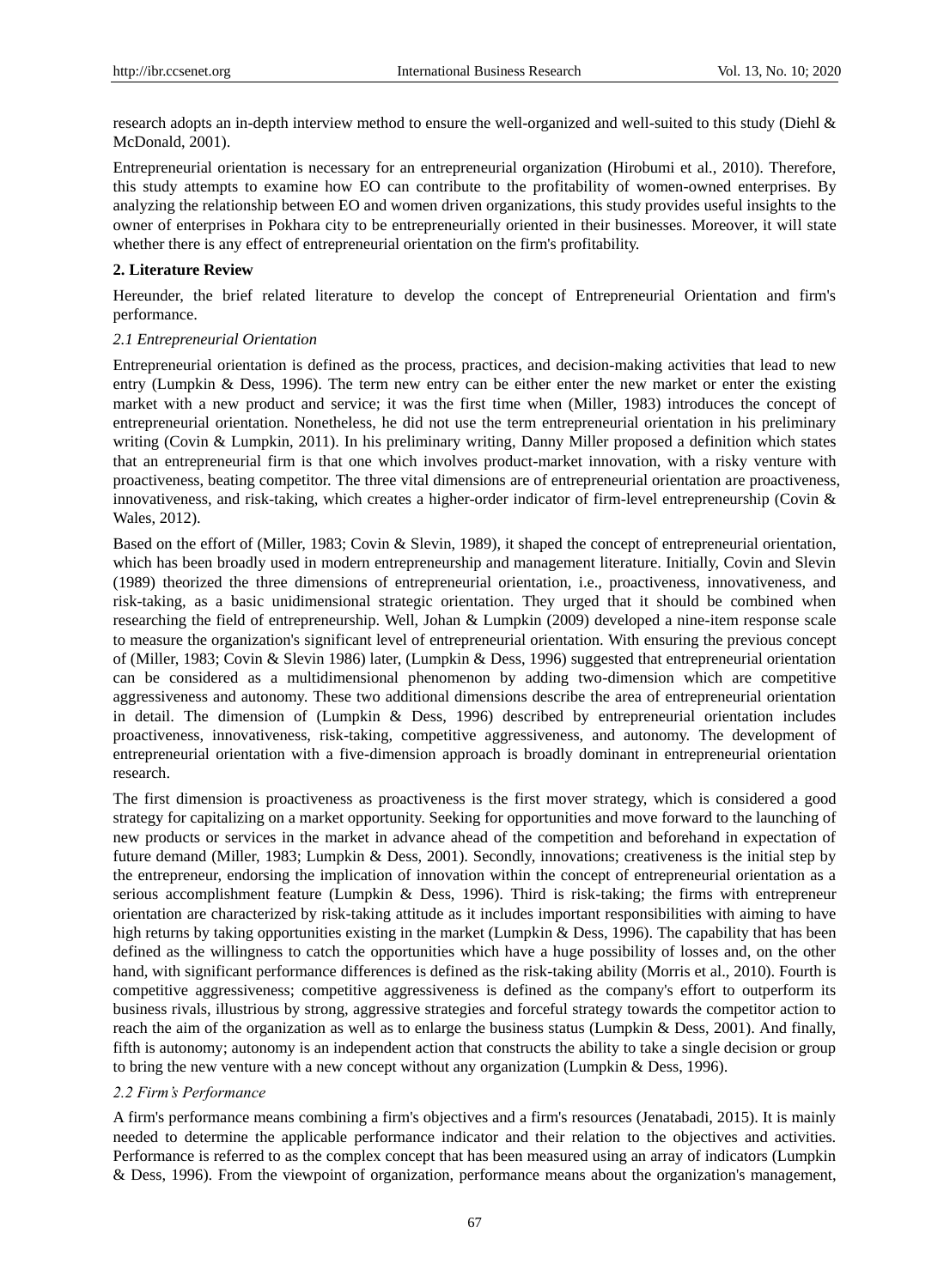research adopts an in-depth interview method to ensure the well-organized and well-suited to this study (Diehl & McDonald, 2001).

Entrepreneurial orientation is necessary for an entrepreneurial organization (Hirobumi et al., 2010). Therefore, this study attempts to examine how EO can contribute to the profitability of women-owned enterprises. By analyzing the relationship between EO and women driven organizations, this study provides useful insights to the owner of enterprises in Pokhara city to be entrepreneurially oriented in their businesses. Moreover, it will state whether there is any effect of entrepreneurial orientation on the firm's profitability.

## 2. Literature Review

Hereunder, the brief related literature to develop the concept of Entrepreneurial Orientation and firm's performance.

### *2.1 Entrepreneurial Orientation*

Entrepreneurial orientation is defined as the process, practices, and decision-making activities that lead to new entry (Lumpkin & Dess, 1996). The term new entry can be either enter the new market or enter the existing market with a new product and service; it was the first time when (Miller, 1983) introduces the concept of entrepreneurial orientation. Nonetheless, he did not use the term entrepreneurial orientation in his preliminary writing (Covin & Lumpkin, 2011). In his preliminary writing, Danny Miller proposed a definition which states that an entrepreneurial firm is that one which involves product-market innovation, with a risky venture with proactiveness, beating competitor. The three vital dimensions are of entrepreneurial orientation are proactiveness, innovativeness, and risk-taking, which creates a higher-order indicator of firm-level entrepreneurship (Covin & Wales, 2012).

Based on the effort of (Miller, 1983; Covin & Slevin, 1989), it shaped the concept of entrepreneurial orientation, which has been broadly used in modern entrepreneurship and management literature. Initially, Covin and Slevin (1989) theorized the three dimensions of entrepreneurial orientation, i.e., proactiveness, innovativeness, and risk-taking, as a basic unidimensional strategic orientation. They urged that it should be combined when researching the field of entrepreneurship. Well, Johan & Lumpkin (2009) developed a nine-item response scale to measure the organization's significant level of entrepreneurial orientation. With ensuring the previous concept of (Miller, 1983; Covin & Slevin 1986) later, (Lumpkin & Dess, 1996) suggested that entrepreneurial orientation can be considered as a multidimensional phenomenon by adding two-dimension which are competitive aggressiveness and autonomy. These two additional dimensions describe the area of entrepreneurial orientation in detail. The dimension of (Lumpkin & Dess, 1996) described by entrepreneurial orientation includes proactiveness, innovativeness, risk-taking, competitive aggressiveness, and autonomy. The development of entrepreneurial orientation with a five-dimension approach is broadly dominant in entrepreneurial orientation research.

The first dimension is proactiveness as proactiveness is the first mover strategy, which is considered a good strategy for capitalizing on a market opportunity. Seeking for opportunities and move forward to the launching of new products or services in the market in advance ahead of the competition and beforehand in expectation of future demand (Miller, 1983; Lumpkin & Dess, 2001). Secondly, innovations; creativeness is the initial step by the entrepreneur, endorsing the implication of innovation within the concept of entrepreneurial orientation as a serious accomplishment feature (Lumpkin & Dess, 1996). Third is risk-taking; the firms with entrepreneur orientation are characterized by risk-taking attitude as it includes important responsibilities with aiming to have high returns by taking opportunities existing in the market (Lumpkin & Dess, 1996). The capability that has been defined as the willingness to catch the opportunities which have a huge possibility of losses and, on the other hand, with significant performance differences is defined as the risk-taking ability (Morris et al., 2010). Fourth is competitive aggressiveness; competitive aggressiveness is defined as the company's effort to outperform its business rivals, illustrious by strong, aggressive strategies and forceful strategy towards the competitor action to reach the aim of the organization as well as to enlarge the business status (Lumpkin & Dess, 2001). And finally, fifth is autonomy; autonomy is an independent action that constructs the ability to take a single decision or group to bring the new venture with a new concept without any organization (Lumpkin & Dess, 1996).

### *2.2 Firm's Performance*

A firm's performance means combining a firm's objectives and a firm's resources (Jenatabadi, 2015). It is mainly needed to determine the applicable performance indicator and their relation to the objectives and activities. Performance is referred to as the complex concept that has been measured using an array of indicators (Lumpkin & Dess, 1996). From the viewpoint of organization, performance means about the organization's management,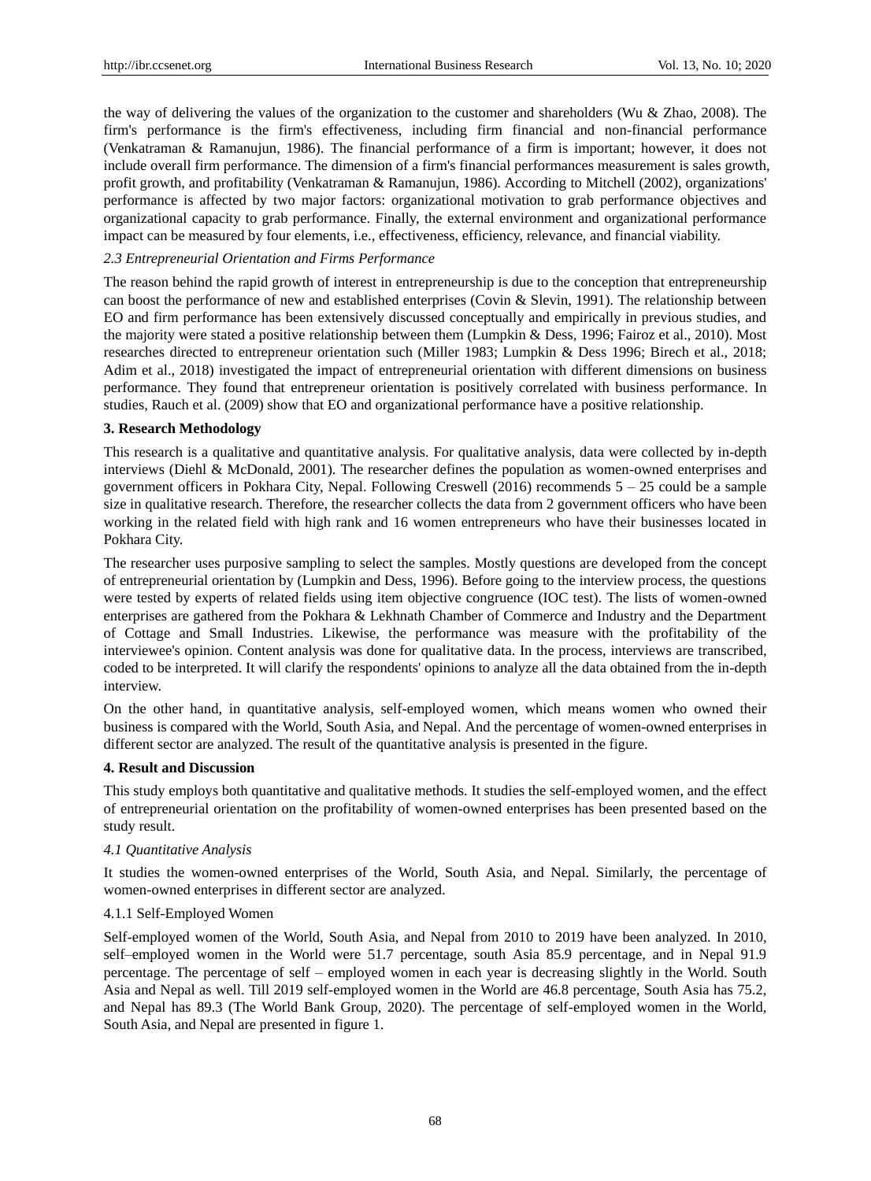the way of delivering the values of the organization to the customer and shareholders (Wu & Zhao, 2008). The firm's performance is the firm's effectiveness, including firm financial and non-financial performance (Venkatraman & Ramanujun, 1986). The financial performance of a firm is important; however, it does not include overall firm performance. The dimension of a firm's financial performances measurement is sales growth, profit growth, and profitability (Venkatraman & Ramanujun, 1986). According to Mitchell (2002), organizations' performance is affected by two major factors: organizational motivation to grab performance objectives and organizational capacity to grab performance. Finally, the external environment and organizational performance impact can be measured by four elements, i.e., effectiveness, efficiency, relevance, and financial viability.

### *2.3 Entrepreneurial Orientation and Firms Performance*

The reason behind the rapid growth of interest in entrepreneurship is due to the conception that entrepreneurship can boost the performance of new and established enterprises (Covin & Slevin, 1991). The relationship between EO and firm performance has been extensively discussed conceptually and empirically in previous studies, and the majority were stated a positive relationship between them (Lumpkin & Dess, 1996; Fairoz et al., 2010). Most researches directed to entrepreneur orientation such (Miller 1983; Lumpkin & Dess 1996; Birech et al., 2018; Adim et al., 2018) investigated the impact of entrepreneurial orientation with different dimensions on business performance. They found that entrepreneur orientation is positively correlated with business performance. In studies, Rauch et al. (2009) show that EO and organizational performance have a positive relationship.

## 3. Research Methodology

This research is a qualitative and quantitative analysis. For qualitative analysis, data were collected by in-depth interviews (Diehl & McDonald, 2001). The researcher defines the population as women-owned enterprises and government officers in Pokhara City, Nepal. Following Creswell (2016) recommends 5 – 25 could be a sample size in qualitative research. Therefore, the researcher collects the data from 2 government officers who have been working in the related field with high rank and 16 women entrepreneurs who have their businesses located in Pokhara City.

The researcher uses purposive sampling to select the samples. Mostly questions are developed from the concept of entrepreneurial orientation by (Lumpkin and Dess, 1996). Before going to the interview process, the questions were tested by experts of related fields using item objective congruence (IOC test). The lists of women-owned enterprises are gathered from the Pokhara & Lekhnath Chamber of Commerce and Industry and the Department of Cottage and Small Industries. Likewise, the performance was measure with the profitability of the interviewee's opinion. Content analysis was done for qualitative data. In the process, interviews are transcribed, coded to be interpreted. It will clarify the respondents' opinions to analyze all the data obtained from the in-depth interview.

On the other hand, in quantitative analysis, self-employed women, which means women who owned their business is compared with the World, South Asia, and Nepal. And the percentage of women-owned enterprises in different sector are analyzed. The result of the quantitative analysis is presented in the figure.

## 4. Result and Discussion

This study employs both quantitative and qualitative methods. It studies the self-employed women, and the effect of entrepreneurial orientation on the profitability of women-owned enterprises has been presented based on the study result.

### *4.1 Quantitative Analysis*

It studies the women-owned enterprises of the World, South Asia, and Nepal. Similarly, the percentage of women-owned enterprises in different sector are analyzed.

#### 4.1.1 Self-Employed Women

Self-employed women of the World, South Asia, and Nepal from 2010 to 2019 have been analyzed. In 2010, self–employed women in the World were 51.7 percentage, south Asia 85.9 percentage, and in Nepal 91.9 percentage. The percentage of self – employed women in each year is decreasing slightly in the World. South Asia and Nepal as well. Till 2019 self-employed women in the World are 46.8 percentage, South Asia has 75.2, and Nepal has 89.3 (The World Bank Group, 2020). The percentage of self-employed women in the World, South Asia, and Nepal are presented in figure 1.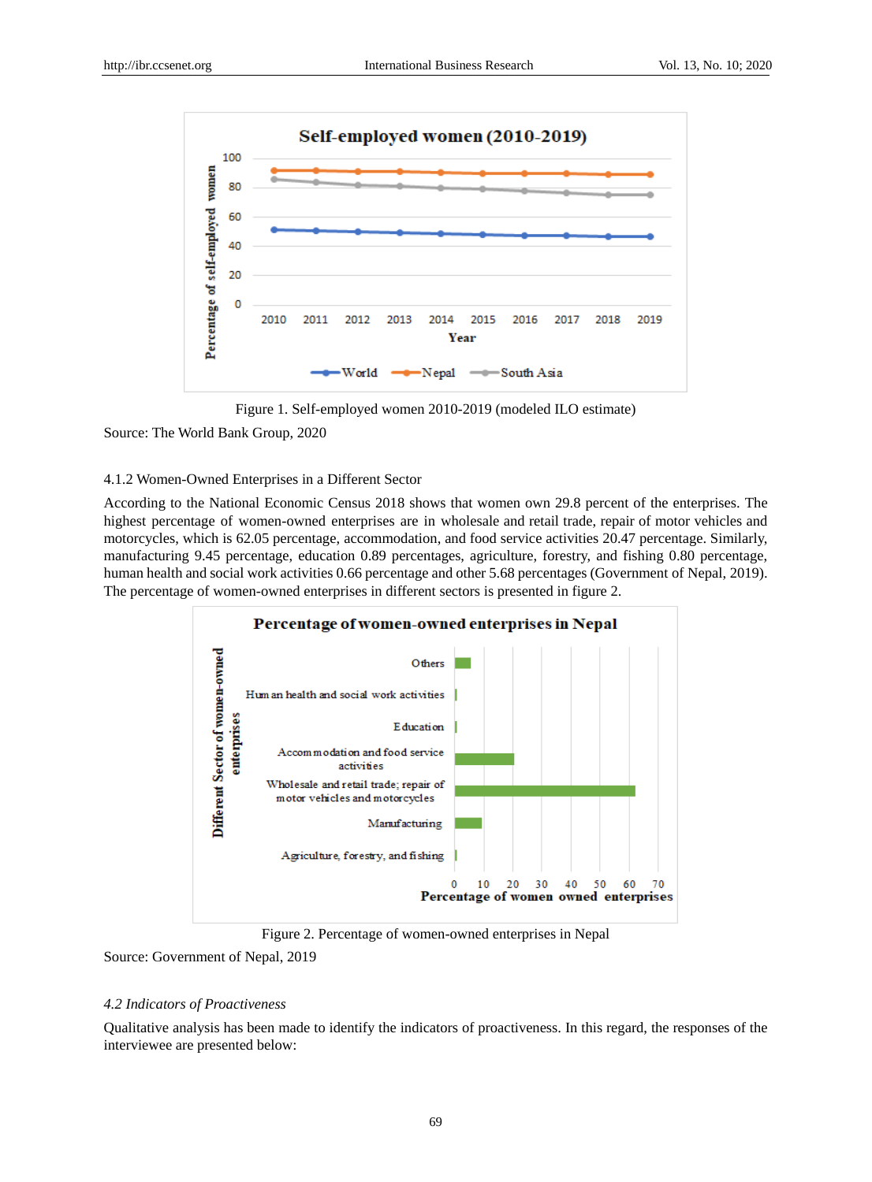Figure 1. Self-employed women 2010-2019 (modeled ILO estimate)

Source: The World Bank Group, 2020

4.1.2 Women-Owned Enterprises in a Different Sector

According to the National Economic Census 2018 shows that women own 29.8 percent of the enterprises. The highest percentage of women-owned enterprises are in wholesale and retail trade, repair of motor vehicles and motorcycles, which is 62.05 percentage, accommodation, and food service activities 20.47 percentage. Similarly, manufacturing 9.45 percentage, education 0.89 percentages, agriculture, forestry, and fishing 0.80 percentage, human health and social work activities 0.66 percentage and other 5.68 percentages (Government of Nepal, 2019). The percentage of women-owned enterprises in different sectors is presented in figure 2.

Figure 2. Percentage of women-owned enterprises in Nepal

Source: Government of Nepal, 2019

### *4.2 Indicators of Proactiveness*

Qualitative analysis has been made to identify the indicators of proactiveness. In this regard, the responses of the interviewee are presented below: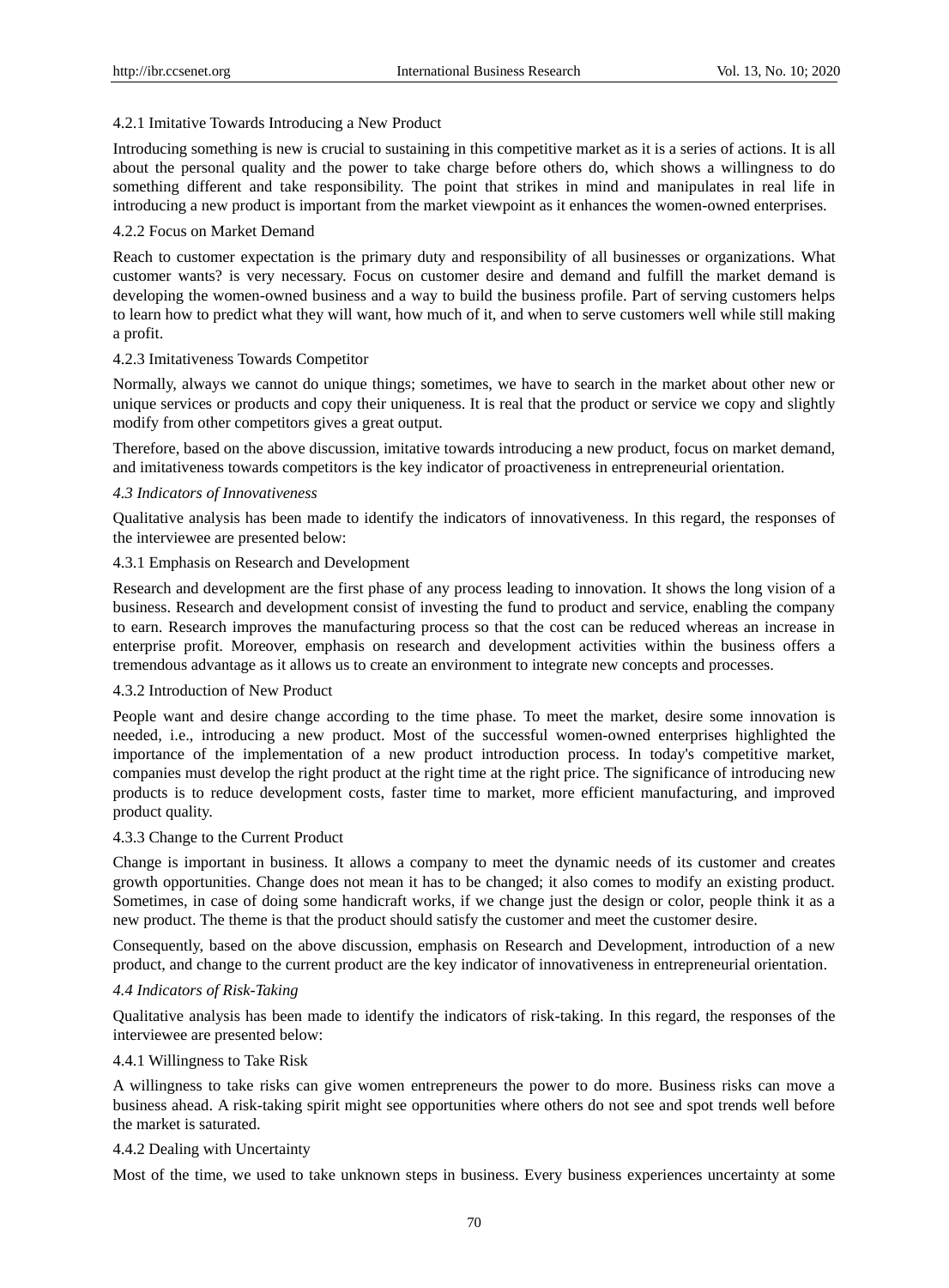#### 4.2.1 Imitative Towards Introducing a New Product

Introducing something is new is crucial to sustaining in this competitive market as it is a series of actions. It is all about the personal quality and the power to take charge before others do, which shows a willingness to do something different and take responsibility. The point that strikes in mind and manipulates in real life in introducing a new product is important from the market viewpoint as it enhances the women-owned enterprises.

#### 4.2.2 Focus on Market Demand

Reach to customer expectation is the primary duty and responsibility of all businesses or organizations. What customer wants? is very necessary. Focus on customer desire and demand and fulfill the market demand is developing the women-owned business and a way to build the business profile. Part of serving customers helps to learn how to predict what they will want, how much of it, and when to serve customers well while still making a profit.

#### 4.2.3 Imitativeness Towards Competitor

Normally, always we cannot do unique things; sometimes, we have to search in the market about other new or unique services or products and copy their uniqueness. It is real that the product or service we copy and slightly modify from other competitors gives a great output.

Therefore, based on the above discussion, imitative towards introducing a new product, focus on market demand, and imitativeness towards competitors is the key indicator of proactiveness in entrepreneurial orientation.

### *4.3 Indicators of Innovativeness*

Qualitative analysis has been made to identify the indicators of innovativeness. In this regard, the responses of the interviewee are presented below:

#### 4.3.1 Emphasis on Research and Development

Research and development are the first phase of any process leading to innovation. It shows the long vision of a business. Research and development consist of investing the fund to product and service, enabling the company to earn. Research improves the manufacturing process so that the cost can be reduced whereas an increase in enterprise profit. Moreover, emphasis on research and development activities within the business offers a tremendous advantage as it allows us to create an environment to integrate new concepts and processes.

#### 4.3.2 Introduction of New Product

People want and desire change according to the time phase. To meet the market, desire some innovation is needed, i.e., introducing a new product. Most of the successful women-owned enterprises highlighted the importance of the implementation of a new product introduction process. In today's competitive market, companies must develop the right product at the right time at the right price. The significance of introducing new products is to reduce development costs, faster time to market, more efficient manufacturing, and improved product quality.

#### 4.3.3 Change to the Current Product

Change is important in business. It allows a company to meet the dynamic needs of its customer and creates growth opportunities. Change does not mean it has to be changed; it also comes to modify an existing product. Sometimes, in case of doing some handicraft works, if we change just the design or color, people think it as a new product. The theme is that the product should satisfy the customer and meet the customer desire.

Consequently, based on the above discussion, emphasis on Research and Development, introduction of a new product, and change to the current product are the key indicator of innovativeness in entrepreneurial orientation.

### *4.4 Indicators of Risk-Taking*

Qualitative analysis has been made to identify the indicators of risk-taking. In this regard, the responses of the interviewee are presented below:

#### 4.4.1 Willingness to Take Risk

A willingness to take risks can give women entrepreneurs the power to do more. Business risks can move a business ahead. A risk-taking spirit might see opportunities where others do not see and spot trends well before the market is saturated.

#### 4.4.2 Dealing with Uncertainty

Most of the time, we used to take unknown steps in business. Every business experiences uncertainty at some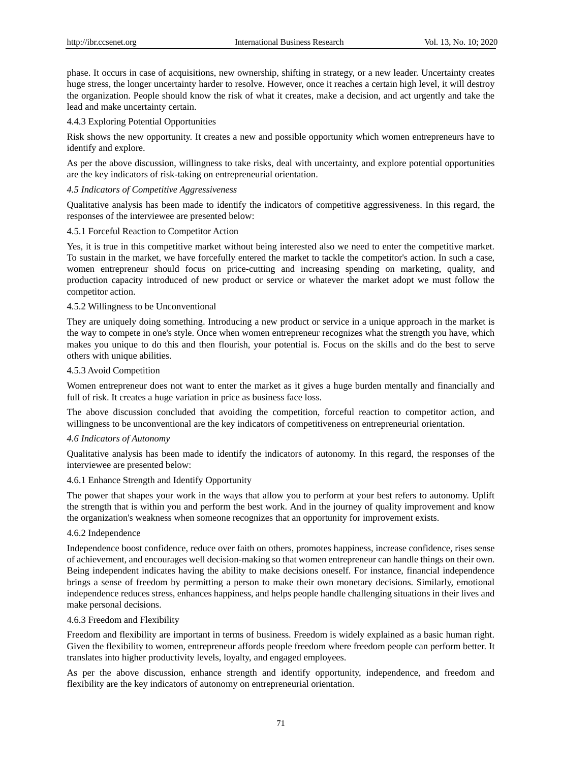phase. It occurs in case of acquisitions, new ownership, shifting in strategy, or a new leader. Uncertainty creates huge stress, the longer uncertainty harder to resolve. However, once it reaches a certain high level, it will destroy the organization. People should know the risk of what it creates, make a decision, and act urgently and take the lead and make uncertainty certain.

#### 4.4.3 Exploring Potential Opportunities

Risk shows the new opportunity. It creates a new and possible opportunity which women entrepreneurs have to identify and explore.

As per the above discussion, willingness to take risks, deal with uncertainty, and explore potential opportunities are the key indicators of risk-taking on entrepreneurial orientation.

### *4.5 Indicators of Competitive Aggressiveness*

Qualitative analysis has been made to identify the indicators of competitive aggressiveness. In this regard, the responses of the interviewee are presented below:

#### 4.5.1 Forceful Reaction to Competitor Action

Yes, it is true in this competitive market without being interested also we need to enter the competitive market. To sustain in the market, we have forcefully entered the market to tackle the competitor's action. In such a case, women entrepreneur should focus on price-cutting and increasing spending on marketing, quality, and production capacity introduced of new product or service or whatever the market adopt we must follow the competitor action.

#### 4.5.2 Willingness to be Unconventional

They are uniquely doing something. Introducing a new product or service in a unique approach in the market is the way to compete in one's style. Once when women entrepreneur recognizes what the strength you have, which makes you unique to do this and then flourish, your potential is. Focus on the skills and do the best to serve others with unique abilities.

#### 4.5.3 Avoid Competition

Women entrepreneur does not want to enter the market as it gives a huge burden mentally and financially and full of risk. It creates a huge variation in price as business face loss.

The above discussion concluded that avoiding the competition, forceful reaction to competitor action, and willingness to be unconventional are the key indicators of competitiveness on entrepreneurial orientation.

### *4.6 Indicators of Autonomy*

Qualitative analysis has been made to identify the indicators of autonomy. In this regard, the responses of the interviewee are presented below:

#### 4.6.1 Enhance Strength and Identify Opportunity

The power that shapes your work in the ways that allow you to perform at your best refers to autonomy. Uplift the strength that is within you and perform the best work. And in the journey of quality improvement and know the organization's weakness when someone recognizes that an opportunity for improvement exists.

#### 4.6.2 Independence

Independence boost confidence, reduce over faith on others, promotes happiness, increase confidence, rises sense of achievement, and encourages well decision-making so that women entrepreneur can handle things on their own. Being independent indicates having the ability to make decisions oneself. For instance, financial independence brings a sense of freedom by permitting a person to make their own monetary decisions. Similarly, emotional independence reduces stress, enhances happiness, and helps people handle challenging situations in their lives and make personal decisions.

#### 4.6.3 Freedom and Flexibility

Freedom and flexibility are important in terms of business. Freedom is widely explained as a basic human right. Given the flexibility to women, entrepreneur affords people freedom where freedom people can perform better. It translates into higher productivity levels, loyalty, and engaged employees.

As per the above discussion, enhance strength and identify opportunity, independence, and freedom and flexibility are the key indicators of autonomy on entrepreneurial orientation.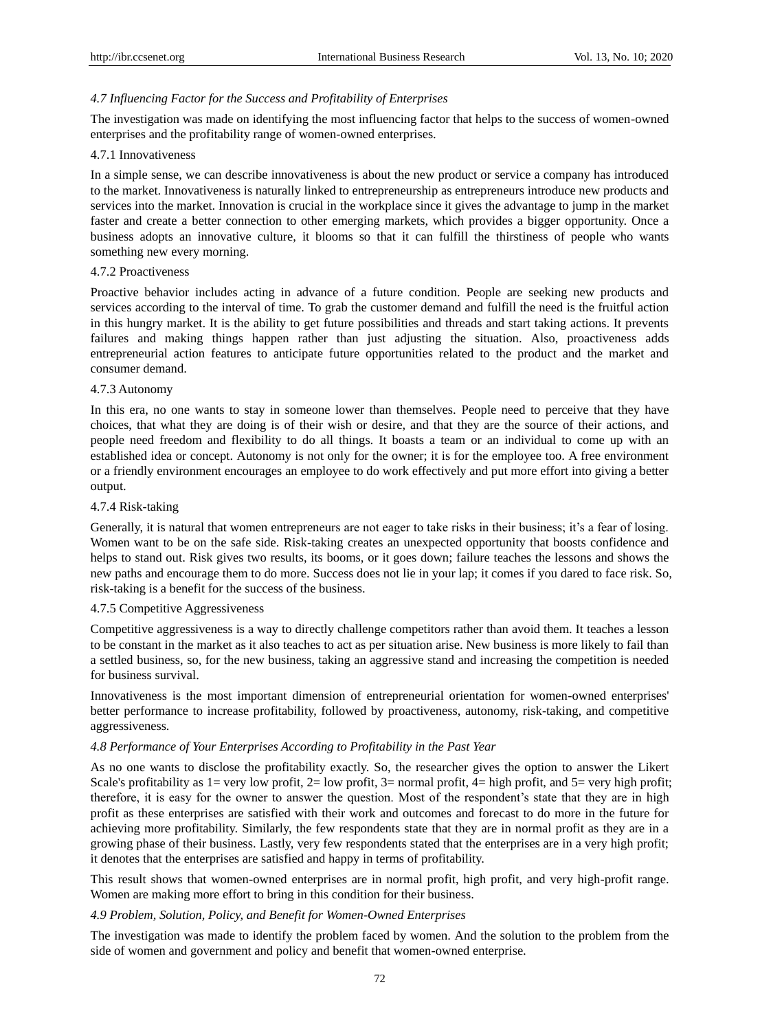### *4.7 Influencing Factor for the Success and Profitability of Enterprises*

The investigation was made on identifying the most influencing factor that helps to the success of women-owned enterprises and the profitability range of women-owned enterprises.

#### 4.7.1 Innovativeness

In a simple sense, we can describe innovativeness is about the new product or service a company has introduced to the market. Innovativeness is naturally linked to entrepreneurship as entrepreneurs introduce new products and services into the market. Innovation is crucial in the workplace since it gives the advantage to jump in the market faster and create a better connection to other emerging markets, which provides a bigger opportunity. Once a business adopts an innovative culture, it blooms so that it can fulfill the thirstiness of people who wants something new every morning.

#### 4.7.2 Proactiveness

Proactive behavior includes acting in advance of a future condition. People are seeking new products and services according to the interval of time. To grab the customer demand and fulfill the need is the fruitful action in this hungry market. It is the ability to get future possibilities and threads and start taking actions. It prevents failures and making things happen rather than just adjusting the situation. Also, proactiveness adds entrepreneurial action features to anticipate future opportunities related to the product and the market and consumer demand.

#### 4.7.3 Autonomy

In this era, no one wants to stay in someone lower than themselves. People need to perceive that they have choices, that what they are doing is of their wish or desire, and that they are the source of their actions, and people need freedom and flexibility to do all things. It boasts a team or an individual to come up with an established idea or concept. Autonomy is not only for the owner; it is for the employee too. A free environment or a friendly environment encourages an employee to do work effectively and put more effort into giving a better output.

#### 4.7.4 Risk-taking

Generally, it is natural that women entrepreneurs are not eager to take risks in their business; it's a fear of losing. Women want to be on the safe side. Risk-taking creates an unexpected opportunity that boosts confidence and helps to stand out. Risk gives two results, its booms, or it goes down; failure teaches the lessons and shows the new paths and encourage them to do more. Success does not lie in your lap; it comes if you dared to face risk. So, risk-taking is a benefit for the success of the business.

#### 4.7.5 Competitive Aggressiveness

Competitive aggressiveness is a way to directly challenge competitors rather than avoid them. It teaches a lesson to be constant in the market as it also teaches to act as per situation arise. New business is more likely to fail than a settled business, so, for the new business, taking an aggressive stand and increasing the competition is needed for business survival.

Innovativeness is the most important dimension of entrepreneurial orientation for women-owned enterprises' better performance to increase profitability, followed by proactiveness, autonomy, risk-taking, and competitive aggressiveness.

### *4.8 Performance of Your Enterprises According to Profitability in the Past Year*

As no one wants to disclose the profitability exactly. So, the researcher gives the option to answer the Likert Scale's profitability as 1= very low profit, 2= low profit, 3= normal profit, 4= high profit, and 5= very high profit; therefore, it is easy for the owner to answer the question. Most of the respondent's state that they are in high profit as these enterprises are satisfied with their work and outcomes and forecast to do more in the future for achieving more profitability. Similarly, the few respondents state that they are in normal profit as they are in a growing phase of their business. Lastly, very few respondents stated that the enterprises are in a very high profit; it denotes that the enterprises are satisfied and happy in terms of profitability.

This result shows that women-owned enterprises are in normal profit, high profit, and very high-profit range. Women are making more effort to bring in this condition for their business.

### *4.9 Problem, Solution, Policy, and Benefit for Women-Owned Enterprises*

The investigation was made to identify the problem faced by women. And the solution to the problem from the side of women and government and policy and benefit that women-owned enterprise.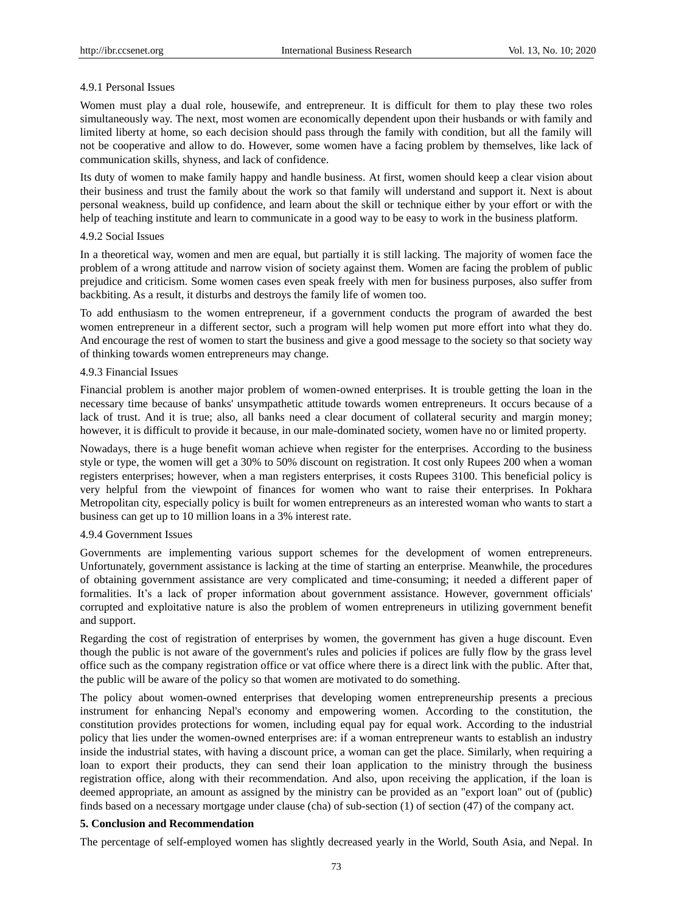#### 4.9.1 Personal Issues

Women must play a dual role, housewife, and entrepreneur. It is difficult for them to play these two roles simultaneously way. The next, most women are economically dependent upon their husbands or with family and limited liberty at home, so each decision should pass through the family with condition, but all the family will not be cooperative and allow to do. However, some women have a facing problem by themselves, like lack of communication skills, shyness, and lack of confidence.

Its duty of women to make family happy and handle business. At first, women should keep a clear vision about their business and trust the family about the work so that family will understand and support it. Next is about personal weakness, build up confidence, and learn about the skill or technique either by your effort or with the help of teaching institute and learn to communicate in a good way to be easy to work in the business platform.

#### 4.9.2 Social Issues

In a theoretical way, women and men are equal, but partially it is still lacking. The majority of women face the problem of a wrong attitude and narrow vision of society against them. Women are facing the problem of public prejudice and criticism. Some women cases even speak freely with men for business purposes, also suffer from backbiting. As a result, it disturbs and destroys the family life of women too.

To add enthusiasm to the women entrepreneur, if a government conducts the program of awarded the best women entrepreneur in a different sector, such a program will help women put more effort into what they do. And encourage the rest of women to start the business and give a good message to the society so that society way of thinking towards women entrepreneurs may change.

#### 4.9.3 Financial Issues

Financial problem is another major problem of women-owned enterprises. It is trouble getting the loan in the necessary time because of banks' unsympathetic attitude towards women entrepreneurs. It occurs because of a lack of trust. And it is true; also, all banks need a clear document of collateral security and margin money; however, it is difficult to provide it because, in our male-dominated society, women have no or limited property.

Nowadays, there is a huge benefit woman achieve when register for the enterprises. According to the business style or type, the women will get a 30% to 50% discount on registration. It cost only Rupees 200 when a woman registers enterprises; however, when a man registers enterprises, it costs Rupees 3100. This beneficial policy is very helpful from the viewpoint of finances for women who want to raise their enterprises. In Pokhara Metropolitan city, especially policy is built for women entrepreneurs as an interested woman who wants to start a business can get up to 10 million loans in a 3% interest rate.

#### 4.9.4 Government Issues

Governments are implementing various support schemes for the development of women entrepreneurs. Unfortunately, government assistance is lacking at the time of starting an enterprise. Meanwhile, the procedures of obtaining government assistance are very complicated and time-consuming; it needed a different paper of formalities. It's a lack of proper information about government assistance. However, government officials' corrupted and exploitative nature is also the problem of women entrepreneurs in utilizing government benefit and support.

Regarding the cost of registration of enterprises by women, the government has given a huge discount. Even though the public is not aware of the government's rules and policies if polices are fully flow by the grass level office such as the company registration office or vat office where there is a direct link with the public. After that, the public will be aware of the policy so that women are motivated to do something.

The policy about women-owned enterprises that developing women entrepreneurship presents a precious instrument for enhancing Nepal's economy and empowering women. According to the constitution, the constitution provides protections for women, including equal pay for equal work. According to the industrial policy that lies under the women-owned enterprises are: if a woman entrepreneur wants to establish an industry inside the industrial states, with having a discount price, a woman can get the place. Similarly, when requiring a loan to export their products, they can send their loan application to the ministry through the business registration office, along with their recommendation. And also, upon receiving the application, if the loan is deemed appropriate, an amount as assigned by the ministry can be provided as an "export loan" out of (public) finds based on a necessary mortgage under clause (cha) of sub-section (1) of section (47) of the company act.

## 5. Conclusion and Recommendation

The percentage of self-employed women has slightly decreased yearly in the World, South Asia, and Nepal. In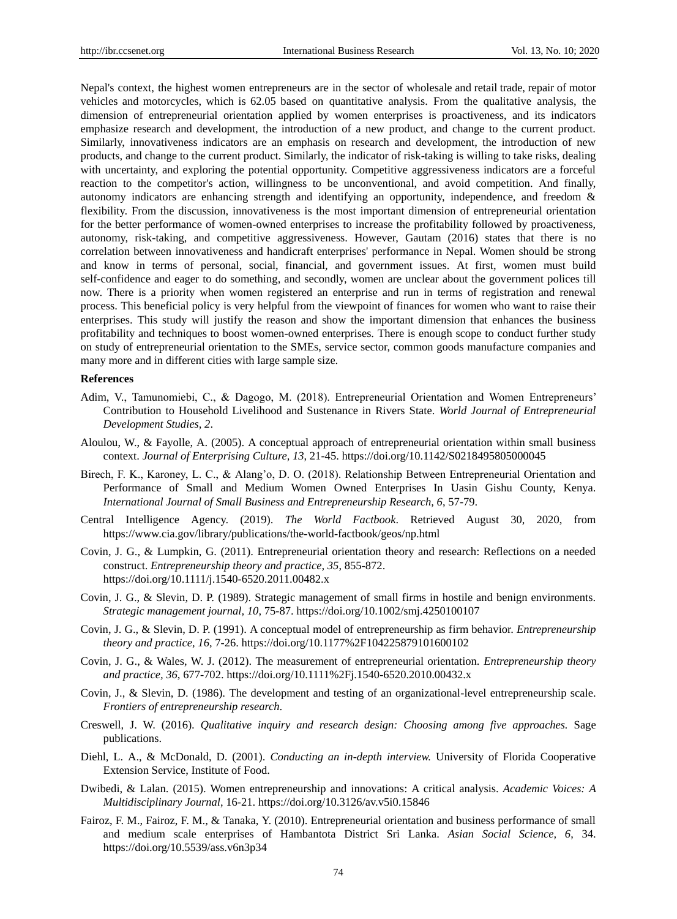Nepal's context, the highest women entrepreneurs are in the sector of wholesale and retail trade, repair of motor vehicles and motorcycles, which is 62.05 based on quantitative analysis. From the qualitative analysis, the dimension of entrepreneurial orientation applied by women enterprises is proactiveness, and its indicators emphasize research and development, the introduction of a new product, and change to the current product. Similarly, innovativeness indicators are an emphasis on research and development, the introduction of new products, and change to the current product. Similarly, the indicator of risk-taking is willing to take risks, dealing with uncertainty, and exploring the potential opportunity. Competitive aggressiveness indicators are a forceful reaction to the competitor's action, willingness to be unconventional, and avoid competition. And finally, autonomy indicators are enhancing strength and identifying an opportunity, independence, and freedom & flexibility. From the discussion, innovativeness is the most important dimension of entrepreneurial orientation for the better performance of women-owned enterprises to increase the profitability followed by proactiveness, autonomy, risk-taking, and competitive aggressiveness. However, Gautam (2016) states that there is no correlation between innovativeness and handicraft enterprises' performance in Nepal. Women should be strong and know in terms of personal, social, financial, and government issues. At first, women must build self-confidence and eager to do something, and secondly, women are unclear about the government polices till now. There is a priority when women registered an enterprise and run in terms of registration and renewal process. This beneficial policy is very helpful from the viewpoint of finances for women who want to raise their enterprises. This study will justify the reason and show the important dimension that enhances the business profitability and techniques to boost women-owned enterprises. There is enough scope to conduct further study on study of entrepreneurial orientation to the SMEs, service sector, common goods manufacture companies and many more and in different cities with large sample size.

**References**

Adim, V., Tamunomiebi, C., & Dagogo, M. (2018). Entrepreneurial Orientation and Women Entrepreneurs' Contribution to Household Livelihood and Sustenance in Rivers State. *World Journal of Entrepreneurial Development Studies, 2*.

Aloulou, W., & Fayolle, A. (2005). A conceptual approach of entrepreneurial orientation within small business context. *Journal of Enterprising Culture, 13*, 21-45. https://doi.org/10.1142/S0218495805000045

Birech, F. K., Karoney, L. C., & Alang'o, D. O. (2018). Relationship Between Entrepreneurial Orientation and Performance of Small and Medium Women Owned Enterprises In Uasin Gishu County, Kenya. *International Journal of Small Business and Entrepreneurship Research, 6*, 57-79.

Central Intelligence Agency. (2019). *The World Factbook*. Retrieved August 30, 2020, from https://www.cia.gov/library/publications/the-world-factbook/geos/np.html

Covin, J. G., & Lumpkin, G. (2011). Entrepreneurial orientation theory and research: Reflections on a needed construct. *Entrepreneurship theory and practice, 35*, 855-872. https://doi.org/10.1111/j.1540-6520.2011.00482.x

Covin, J. G., & Slevin, D. P. (1989). Strategic management of small firms in hostile and benign environments. *Strategic management journal, 10*, 75-87. https://doi.org/10.1002/smj.4250100107

Covin, J. G., & Slevin, D. P. (1991). A conceptual model of entrepreneurship as firm behavior. *Entrepreneurship theory and practice, 16*, 7-26. https://doi.org/10.1177%2F104225879101600102

Covin, J. G., & Wales, W. J. (2012). The measurement of entrepreneurial orientation. *Entrepreneurship theory and practice, 36*, 677-702. https://doi.org/10.1111%2Fj.1540-6520.2010.00432.x

Covin, J., & Slevin, D. (1986). The development and testing of an organizational-level entrepreneurship scale. *Frontiers of entrepreneurship research*.

Creswell, J. W. (2016). *Qualitative inquiry and research design: Choosing among five approaches.* Sage publications.

Diehl, L. A., & McDonald, D. (2001). *Conducting an in-depth interview.* University of Florida Cooperative Extension Service, Institute of Food.

Dwibedi, & Lalan. (2015). Women entrepreneurship and innovations: A critical analysis. *Academic Voices: A Multidisciplinary Journal*, 16-21. https://doi.org/10.3126/av.v5i0.15846

Fairoz, F. M., Fairoz, F. M., & Tanaka, Y. (2010). Entrepreneurial orientation and business performance of small and medium scale enterprises of Hambantota District Sri Lanka. *Asian Social Science, 6*, 34. https://doi.org/10.5539/ass.v6n3p34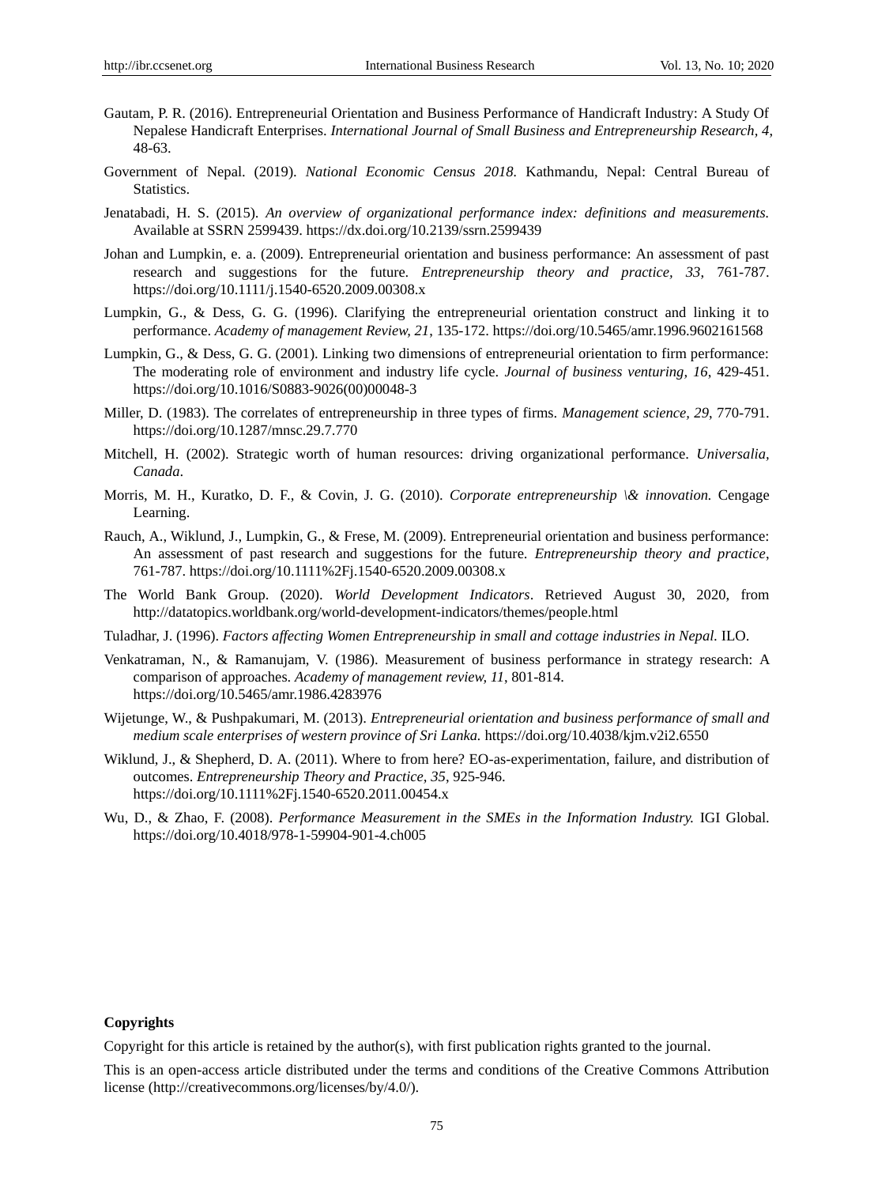Gautam, P. R. (2016). Entrepreneurial Orientation and Business Performance of Handicraft Industry: A Study Of Nepalese Handicraft Enterprises. *International Journal of Small Business and Entrepreneurship Research, 4*, 48-63.

Government of Nepal. (2019). *National Economic Census 2018*. Kathmandu, Nepal: Central Bureau of Statistics.

Jenatabadi, H. S. (2015). *An overview of organizational performance index: definitions and measurements.* Available at SSRN 2599439. https://dx.doi.org/10.2139/ssrn.2599439

Johan and Lumpkin, e. a. (2009). Entrepreneurial orientation and business performance: An assessment of past research and suggestions for the future. *Entrepreneurship theory and practice, 33*, 761-787. https://doi.org/10.1111/j.1540-6520.2009.00308.x

Lumpkin, G., & Dess, G. G. (1996). Clarifying the entrepreneurial orientation construct and linking it to performance. *Academy of management Review, 21*, 135-172. https://doi.org/10.5465/amr.1996.9602161568

Lumpkin, G., & Dess, G. G. (2001). Linking two dimensions of entrepreneurial orientation to firm performance: The moderating role of environment and industry life cycle. *Journal of business venturing, 16*, 429-451. https://doi.org/10.1016/S0883-9026(00)00048-3

Miller, D. (1983). The correlates of entrepreneurship in three types of firms. *Management science, 29*, 770-791. https://doi.org/10.1287/mnsc.29.7.770

Mitchell, H. (2002). Strategic worth of human resources: driving organizational performance. *Universalia, Canada*.

Morris, M. H., Kuratko, D. F., & Covin, J. G. (2010). *Corporate entrepreneurship \& innovation.* Cengage Learning.

Rauch, A., Wiklund, J., Lumpkin, G., & Frese, M. (2009). Entrepreneurial orientation and business performance: An assessment of past research and suggestions for the future. *Entrepreneurship theory and practice*, 761-787. https://doi.org/10.1111%2Fj.1540-6520.2009.00308.x

The World Bank Group. (2020). *World Development Indicators*. Retrieved August 30, 2020, from http://datatopics.worldbank.org/world-development-indicators/themes/people.html

Tuladhar, J. (1996). *Factors affecting Women Entrepreneurship in small and cottage industries in Nepal.* ILO.

Venkatraman, N., & Ramanujam, V. (1986). Measurement of business performance in strategy research: A comparison of approaches. *Academy of management review, 11*, 801-814. https://doi.org/10.5465/amr.1986.4283976

Wijetunge, W., & Pushpakumari, M. (2013). *Entrepreneurial orientation and business performance of small and medium scale enterprises of western province of Sri Lanka.* https://doi.org/10.4038/kjm.v2i2.6550

Wiklund, J., & Shepherd, D. A. (2011). Where to from here? EO-as-experimentation, failure, and distribution of outcomes. *Entrepreneurship Theory and Practice, 35*, 925-946. https://doi.org/10.1111%2Fj.1540-6520.2011.00454.x

Wu, D., & Zhao, F. (2008). *Performance Measurement in the SMEs in the Information Industry.* IGI Global. https://doi.org/10.4018/978-1-59904-901-4.ch005

**Copyrights**

Copyright for this article is retained by the author(s), with first publication rights granted to the journal.

This is an open-access article distributed under the terms and conditions of the Creative Commons Attribution license (http://creativecommons.org/licenses/by/4.0/).